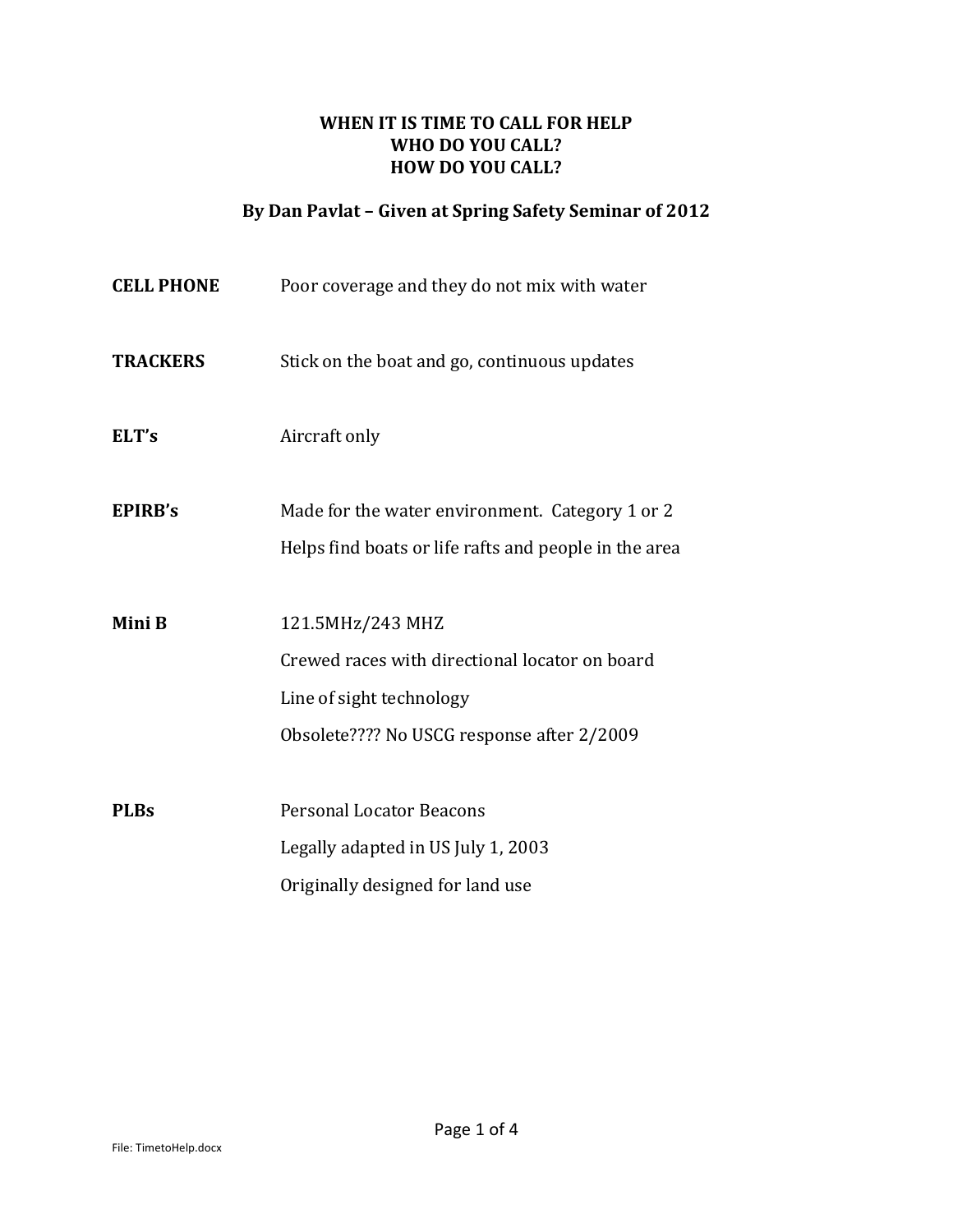# WHEN IT IS TIME TO CALL FOR HELP
# WHO DO YOU CALL?
# HOW DO YOU CALL?

## By Dan Pavlat – Given at Spring Safety Seminar of 2012

**CELL PHONE** Poor coverage and they do not mix with water

**TRACKERS** Stick on the boat and go, continuous updates

**ELT's** Aircraft only

**EPIRB's** Made for the water environment. Category 1 or 2

Helps find boats or life rafts and people in the area

**Mini B** 121.5MHz/243 MHZ

Crewed races with directional locator on board

Line of sight technology

Obsolete???? No USCG response after 2/2009

**PLBs** Personal Locator Beacons

Legally adapted in US July 1, 2003

Originally designed for land use

File: TimetoHelp.docx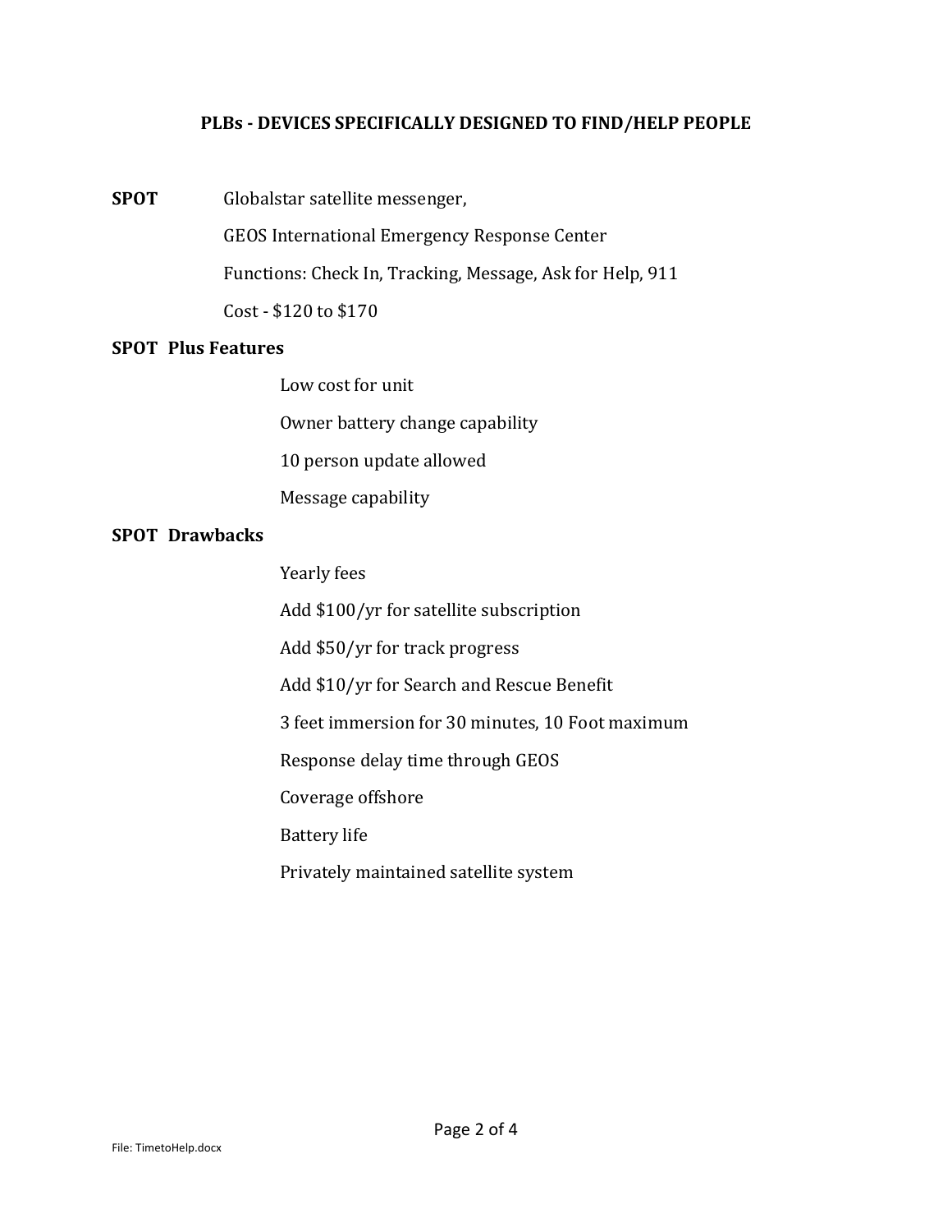## PLBs - DEVICES SPECIFICALLY DESIGNED TO FIND/HELP PEOPLE

**SPOT**

Globalstar satellite messenger,

GEOS International Emergency Response Center

Functions: Check In, Tracking, Message, Ask for Help, 911

Cost - $120 to $170

**SPOT Plus Features**

- Low cost for unit
- Owner battery change capability
- 10 person update allowed
- Message capability

**SPOT Drawbacks**

- Yearly fees
- Add $100/yr for satellite subscription
- Add $50/yr for track progress
- Add $10/yr for Search and Rescue Benefit
- 3 feet immersion for 30 minutes, 10 Foot maximum
- Response delay time through GEOS
- Coverage offshore
- Battery life
- Privately maintained satellite system

File: TimetoHelp.docx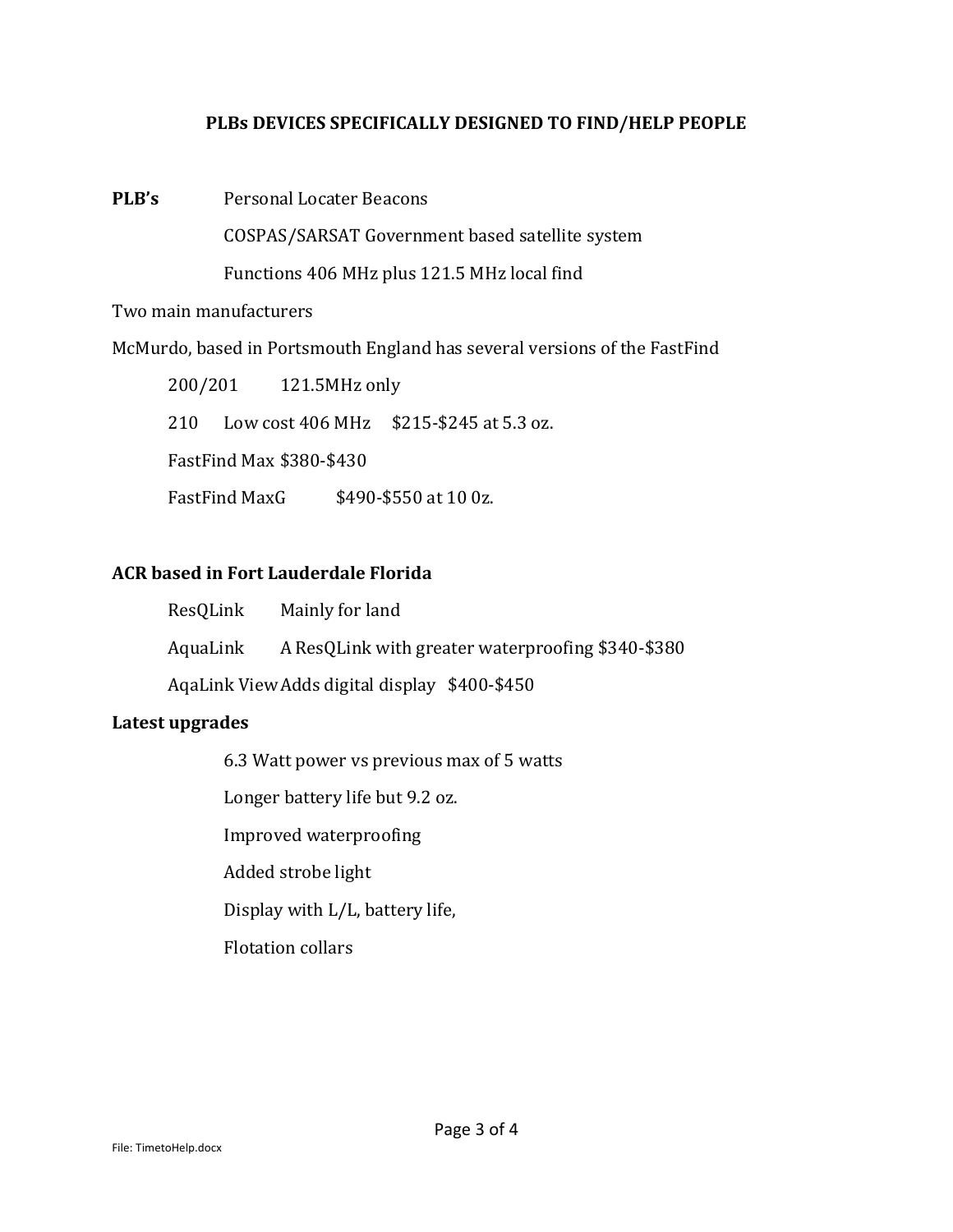## PLBs DEVICES SPECIFICALLY DESIGNED TO FIND/HELP PEOPLE

**PLB's** Personal Locater Beacons

COSPAS/SARSAT Government based satellite system

Functions 406 MHz plus 121.5 MHz local find

Two main manufacturers

McMurdo, based in Portsmouth England has several versions of the FastFind

- 200/201 121.5MHz only
- 210 Low cost 406 MHz $215-$245 at 5.3 oz.
- FastFind Max $380-$430
- FastFind MaxG $490-$550 at 10 0z.

**ACR based in Fort Lauderdale Florida**

- ResQLink Mainly for land
- AquaLink A ResQLink with greater waterproofing $340-$380
- AqaLink View Adds digital display $400-$450

**Latest upgrades**

- 6.3 Watt power vs previous max of 5 watts
- Longer battery life but 9.2 oz.
- Improved waterproofing
- Added strobe light
- Display with L/L, battery life,
- Flotation collars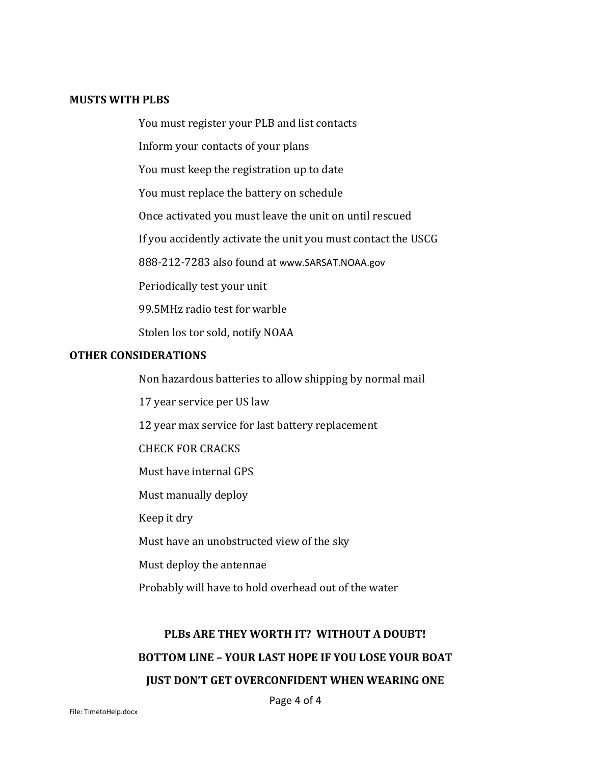**MUSTS WITH PLBS**

You must register your PLB and list contacts

Inform your contacts of your plans

You must keep the registration up to date

You must replace the battery on schedule

Once activated you must leave the unit on until rescued

If you accidently activate the unit you must contact the USCG

888-212-7283 also found at www.SARSAT.NOAA.gov

Periodically test your unit

99.5MHz radio test for warble

Stolen los tor sold, notify NOAA

**OTHER CONSIDERATIONS**

Non hazardous batteries to allow shipping by normal mail

17 year service per US law

12 year max service for last battery replacement

CHECK FOR CRACKS

Must have internal GPS

Must manually deploy

Keep it dry

Must have an unobstructed view of the sky

Must deploy the antennae

Probably will have to hold overhead out of the water

**PLBs ARE THEY WORTH IT? WITHOUT A DOUBT!**

**BOTTOM LINE – YOUR LAST HOPE IF YOU LOSE YOUR BOAT**

**JUST DON'T GET OVERCONFIDENT WHEN WEARING ONE**